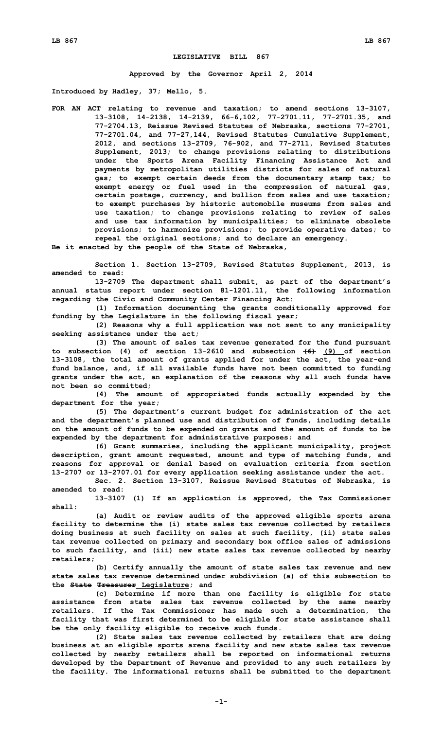**LEGISLATIVE BILL 867**

**Approved by the Governor April 2, 2014**

**Introduced by Hadley, 37; Mello, 5.**

**FOR AN ACT relating to revenue and taxation; to amend sections 13-3107, 13-3108, 14-2138, 14-2139, 66-6,102, 77-2701.11, 77-2701.35, and 77-2704.13, Reissue Revised Statutes of Nebraska, sections 77-2701, 77-2701.04, and 77-27,144, Revised Statutes Cumulative Supplement, 2012, and sections 13-2709, 76-902, and 77-2711, Revised Statutes Supplement, 2013; to change provisions relating to distributions under the Sports Arena Facility Financing Assistance Act and payments by metropolitan utilities districts for sales of natural gas; to exempt certain deeds from the documentary stamp tax; to exempt energy or fuel used in the compression of natural gas, certain postage, currency, and bullion from sales and use taxation; to exempt purchases by historic automobile museums from sales and use taxation; to change provisions relating to review of sales and use tax information by municipalities; to eliminate obsolete provisions; to harmonize provisions; to provide operative dates; to repeal the original sections; and to declare an emergency.**

**Be it enacted by the people of the State of Nebraska,**

**Section 1. Section 13-2709, Revised Statutes Supplement, 2013, is amended to read:**

**13-2709 The department shall submit, as part of the department's annual status report under section 81-1201.11, the following information regarding the Civic and Community Center Financing Act:**

**(1) Information documenting the grants conditionally approved for funding by the Legislature in the following fiscal year;**

**(2) Reasons why a full application was not sent to any municipality seeking assistance under the act;**

**(3) The amount of sales tax revenue generated for the fund pursuant to subsection (4) of section 13-2610 and subsection ~~(6)~~ <u>(9)</u> of section 13-3108, the total amount of grants applied for under the act, the year-end fund balance, and, if all available funds have not been committed to funding grants under the act, an explanation of the reasons why all such funds have not been so committed;**

**(4) The amount of appropriated funds actually expended by the department for the year;**

**(5) The department's current budget for administration of the act and the department's planned use and distribution of funds, including details on the amount of funds to be expended on grants and the amount of funds to be expended by the department for administrative purposes; and**

**(6) Grant summaries, including the applicant municipality, project description, grant amount requested, amount and type of matching funds, and reasons for approval or denial based on evaluation criteria from section 13-2707 or 13-2707.01 for every application seeking assistance under the act.**

**Sec. 2. Section 13-3107, Reissue Revised Statutes of Nebraska, is amended to read:**

**13-3107 (1) If an application is approved, the Tax Commissioner shall:**

**(a) Audit or review audits of the approved eligible sports arena facility to determine the (i) state sales tax revenue collected by retailers doing business at such facility on sales at such facility, (ii) state sales tax revenue collected on primary and secondary box office sales of admissions to such facility, and (iii) new state sales tax revenue collected by nearby retailers;**

**(b) Certify annually the amount of state sales tax revenue and new state sales tax revenue determined under subdivision (a) of this subsection to the ~~State Treasurer~~ <u>Legislature</u>; and**

**(c) Determine if more than one facility is eligible for state assistance from state sales tax revenue collected by the same nearby retailers. If the Tax Commissioner has made such a determination, the facility that was first determined to be eligible for state assistance shall be the only facility eligible to receive such funds.**

**(2) State sales tax revenue collected by retailers that are doing business at an eligible sports arena facility and new state sales tax revenue collected by nearby retailers shall be reported on informational returns developed by the Department of Revenue and provided to any such retailers by the facility. The informational returns shall be submitted to the department**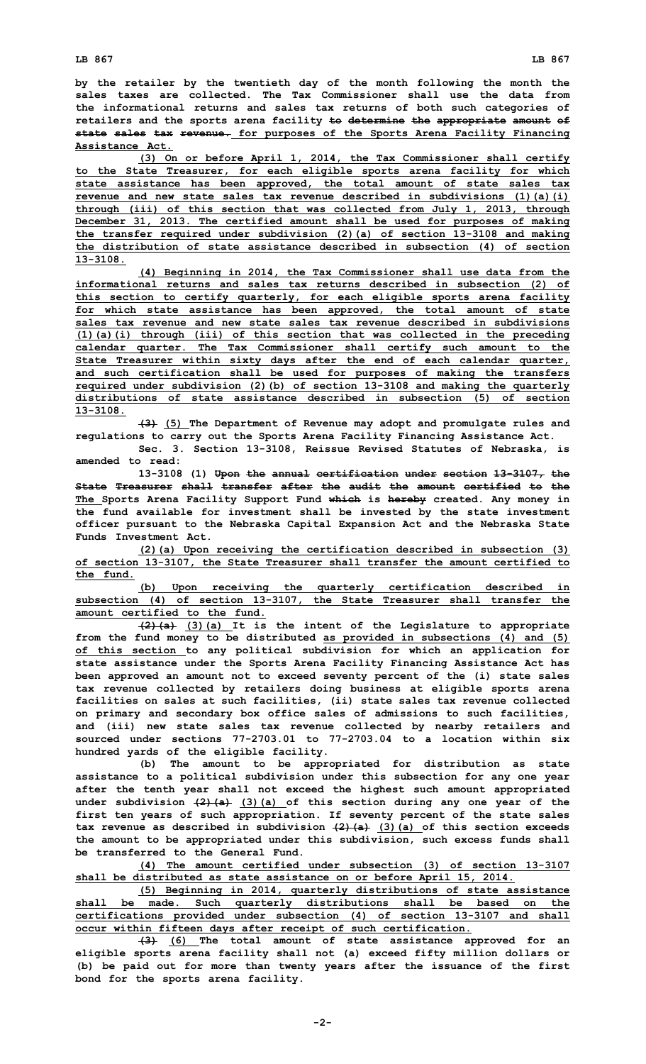by the retailer by the twentieth day of the month following the month the sales taxes are collected. The Tax Commissioner shall use the data from the informational returns and sales tax returns of both such categories of retailers and the sports arena facility ~~to determine the appropriate amount of state sales tax revenue.~~ for purposes of the Sports Arena Facility Financing Assistance Act.

(3) On or before April 1, 2014, the Tax Commissioner shall certify to the State Treasurer, for each eligible sports arena facility for which state assistance has been approved, the total amount of state sales tax revenue and new state sales tax revenue described in subdivisions (1)(a)(i) through (iii) of this section that was collected from July 1, 2013, through December 31, 2013. The certified amount shall be used for purposes of making the transfer required under subdivision (2)(a) of section 13-3108 and making the distribution of state assistance described in subsection (4) of section 13-3108.

(4) Beginning in 2014, the Tax Commissioner shall use data from the informational returns and sales tax returns described in subsection (2) of this section to certify quarterly, for each eligible sports arena facility for which state assistance has been approved, the total amount of state sales tax revenue and new state sales tax revenue described in subdivisions (1)(a)(i) through (iii) of this section that was collected in the preceding calendar quarter. The Tax Commissioner shall certify such amount to the State Treasurer within sixty days after the end of each calendar quarter, and such certification shall be used for purposes of making the transfers required under subdivision (2)(b) of section 13-3108 and making the quarterly distributions of state assistance described in subsection (5) of section 13-3108.

~~(3)~~ (5) The Department of Revenue may adopt and promulgate rules and regulations to carry out the Sports Arena Facility Financing Assistance Act.

Sec. 3. Section 13-3108, Reissue Revised Statutes of Nebraska, is amended to read:

13-3108 (1) ~~Upon the annual certification under section 13-3107, the State Treasurer shall transfer after the audit the amount certified to the~~ The Sports Arena Facility Support Fund ~~which~~ is ~~hereby~~ created. Any money in the fund available for investment shall be invested by the state investment officer pursuant to the Nebraska Capital Expansion Act and the Nebraska State Funds Investment Act.

(2)(a) Upon receiving the certification described in subsection (3) of section 13-3107, the State Treasurer shall transfer the amount certified to the fund.

(b) Upon receiving the quarterly certification described in subsection (4) of section 13-3107, the State Treasurer shall transfer the amount certified to the fund.

~~(2)(a)~~ (3)(a) It is the intent of the Legislature to appropriate from the fund money to be distributed as provided in subsections (4) and (5) of this section to any political subdivision for which an application for state assistance under the Sports Arena Facility Financing Assistance Act has been approved an amount not to exceed seventy percent of the (i) state sales tax revenue collected by retailers doing business at eligible sports arena facilities on sales at such facilities, (ii) state sales tax revenue collected on primary and secondary box office sales of admissions to such facilities, and (iii) new state sales tax revenue collected by nearby retailers and sourced under sections 77-2703.01 to 77-2703.04 to a location within six hundred yards of the eligible facility.

(b) The amount to be appropriated for distribution as state assistance to a political subdivision under this subsection for any one year after the tenth year shall not exceed the highest such amount appropriated under subdivision ~~(2)(a)~~ (3)(a) of this section during any one year of the first ten years of such appropriation. If seventy percent of the state sales tax revenue as described in subdivision ~~(2)(a)~~ (3)(a) of this section exceeds the amount to be appropriated under this subdivision, such excess funds shall be transferred to the General Fund.

(4) The amount certified under subsection (3) of section 13-3107 shall be distributed as state assistance on or before April 15, 2014.

(5) Beginning in 2014, quarterly distributions of state assistance shall be made. Such quarterly distributions shall be based on the certifications provided under subsection (4) of section 13-3107 and shall occur within fifteen days after receipt of such certification.

~~(3)~~ (6) The total amount of state assistance approved for an eligible sports arena facility shall not (a) exceed fifty million dollars or (b) be paid out for more than twenty years after the issuance of the first bond for the sports arena facility.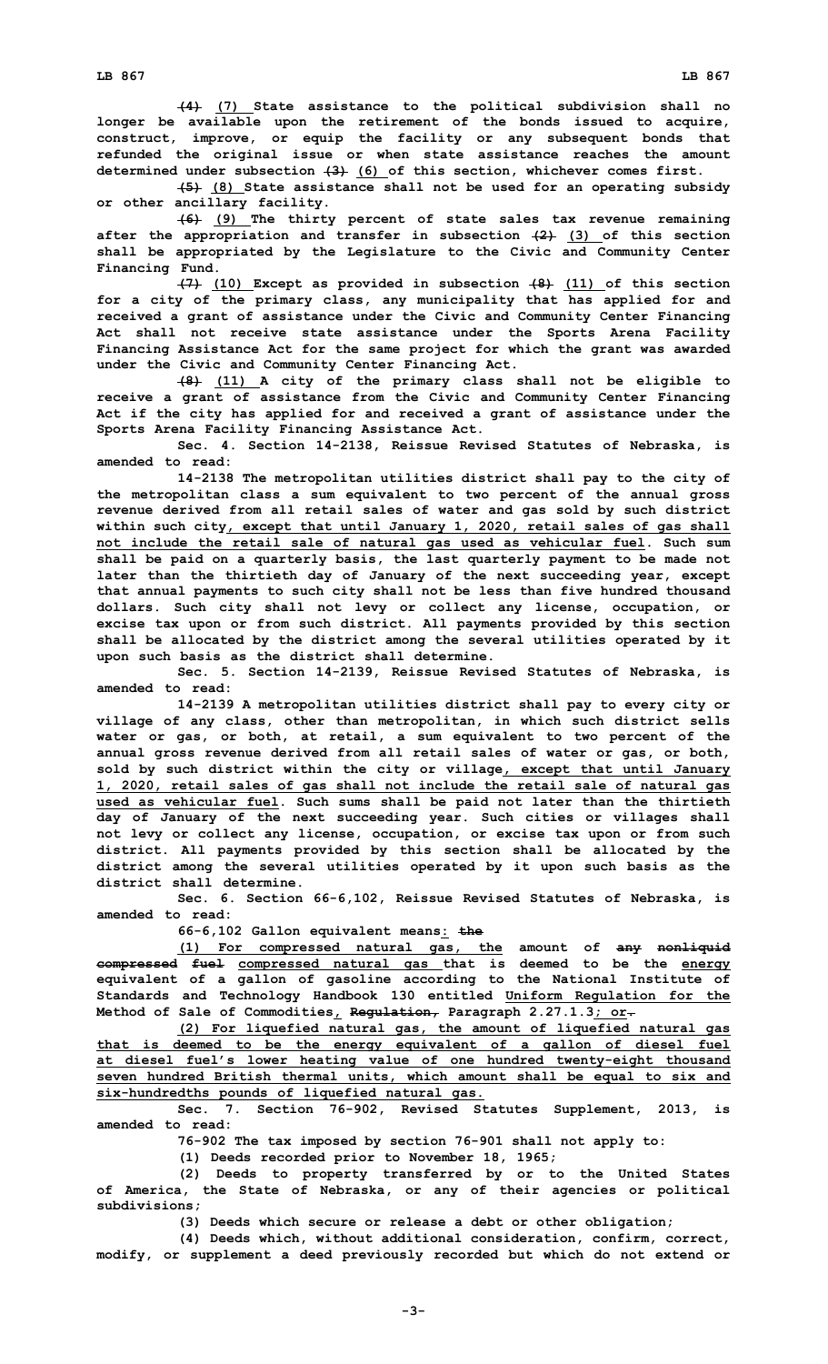~~(4)~~ <u>(7)</u> State assistance to the political subdivision shall no longer be available upon the retirement of the bonds issued to acquire, construct, improve, or equip the facility or any subsequent bonds that refunded the original issue or when state assistance reaches the amount determined under subsection ~~(3)~~ <u>(6)</u> of this section, whichever comes first.

~~(5)~~ <u>(8)</u> State assistance shall not be used for an operating subsidy or other ancillary facility.

~~(6)~~ <u>(9)</u> The thirty percent of state sales tax revenue remaining after the appropriation and transfer in subsection ~~(2)~~ <u>(3)</u> of this section shall be appropriated by the Legislature to the Civic and Community Center Financing Fund.

~~(7)~~ <u>(10)</u> Except as provided in subsection ~~(8)~~ <u>(11)</u> of this section for a city of the primary class, any municipality that has applied for and received a grant of assistance under the Civic and Community Center Financing Act shall not receive state assistance under the Sports Arena Facility Financing Assistance Act for the same project for which the grant was awarded under the Civic and Community Center Financing Act.

~~(8)~~ <u>(11)</u> A city of the primary class shall not be eligible to receive a grant of assistance from the Civic and Community Center Financing Act if the city has applied for and received a grant of assistance under the Sports Arena Facility Financing Assistance Act.

Sec. 4. Section 14-2138, Reissue Revised Statutes of Nebraska, is amended to read:

14-2138 The metropolitan utilities district shall pay to the city of the metropolitan class a sum equivalent to two percent of the annual gross revenue derived from all retail sales of water and gas sold by such district within such city<u>, except that until January 1, 2020, retail sales of gas shall not include the retail sale of natural gas used as vehicular fuel</u>. Such sum shall be paid on a quarterly basis, the last quarterly payment to be made not later than the thirtieth day of January of the next succeeding year, except that annual payments to such city shall not be less than five hundred thousand dollars. Such city shall not levy or collect any license, occupation, or excise tax upon or from such district. All payments provided by this section shall be allocated by the district among the several utilities operated by it upon such basis as the district shall determine.

Sec. 5. Section 14-2139, Reissue Revised Statutes of Nebraska, is amended to read:

14-2139 A metropolitan utilities district shall pay to every city or village of any class, other than metropolitan, in which such district sells water or gas, or both, at retail, a sum equivalent to two percent of the annual gross revenue derived from all retail sales of water or gas, or both, sold by such district within the city or village<u>, except that until January 1, 2020, retail sales of gas shall not include the retail sale of natural gas used as vehicular fuel</u>. Such sums shall be paid not later than the thirtieth day of January of the next succeeding year. Such cities or villages shall not levy or collect any license, occupation, or excise tax upon or from such district. All payments provided by this section shall be allocated by the district among the several utilities operated by it upon such basis as the district shall determine.

Sec. 6. Section 66-6,102, Reissue Revised Statutes of Nebraska, is amended to read:

66-6,102 Gallon equivalent means<u>:</u> ~~the~~

<u>(1) For compressed natural gas, the</u> amount of ~~any nonliquid compressed fuel~~ <u>compressed natural gas</u> that is deemed to be the <u>energy</u> equivalent of a gallon of gasoline according to the National Institute of Standards and Technology Handbook 130 entitled <u>Uniform Regulation for the</u> Method of Sale of Commodities<u>,</u> ~~Regulation,~~ Paragraph 2.27.1.3<u>; or</u>~~.~~

<u>(2) For liquefied natural gas, the amount of liquefied natural gas that is deemed to be the energy equivalent of a gallon of diesel fuel at diesel fuel's lower heating value of one hundred twenty-eight thousand seven hundred British thermal units, which amount shall be equal to six and six-hundredths pounds of liquefied natural gas.</u>

Sec. 7. Section 76-902, Revised Statutes Supplement, 2013, is amended to read:

76-902 The tax imposed by section 76-901 shall not apply to:

(1) Deeds recorded prior to November 18, 1965;

(2) Deeds to property transferred by or to the United States of America, the State of Nebraska, or any of their agencies or political subdivisions;

(3) Deeds which secure or release a debt or other obligation;

(4) Deeds which, without additional consideration, confirm, correct, modify, or supplement a deed previously recorded but which do not extend or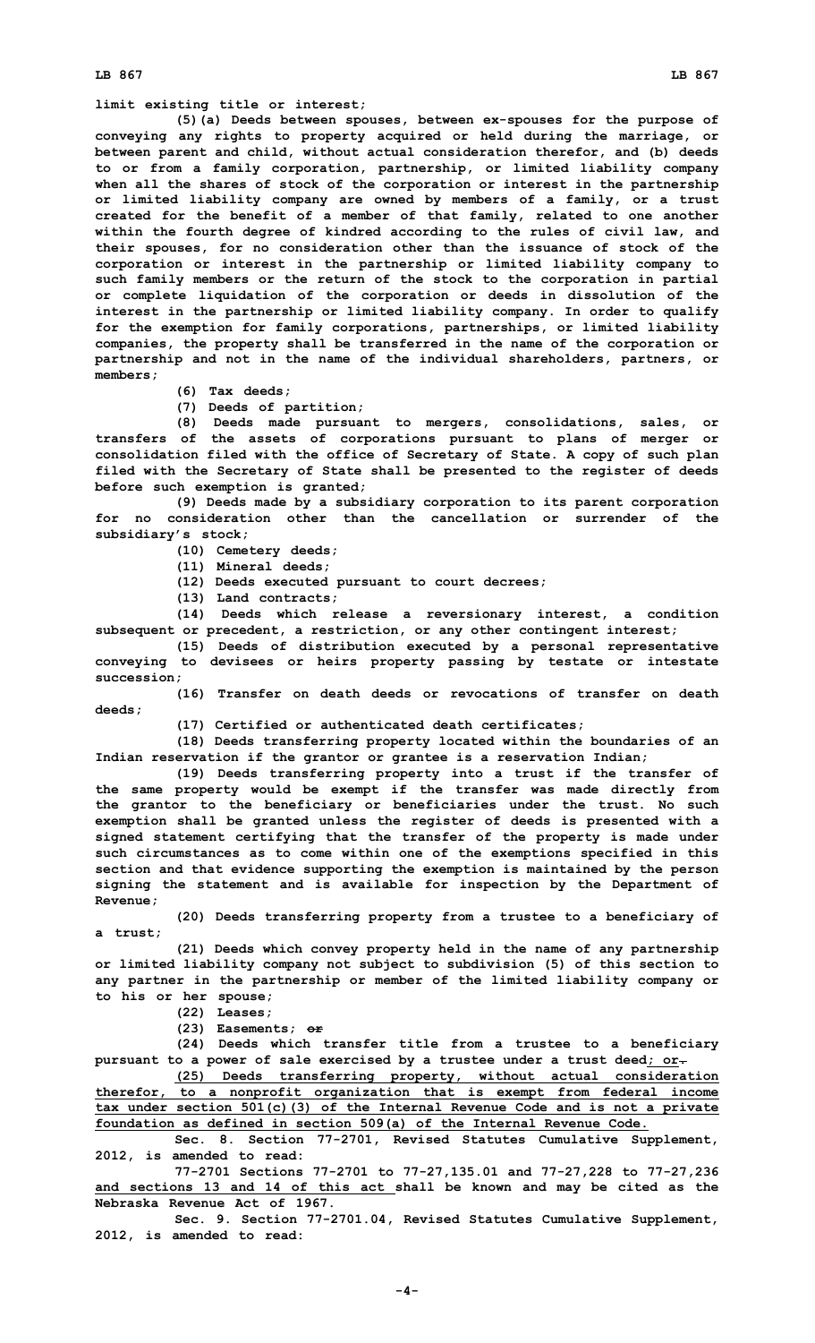**limit existing title or interest;**

**(5)(a) Deeds between spouses, between ex-spouses for the purpose of conveying any rights to property acquired or held during the marriage, or between parent and child, without actual consideration therefor, and (b) deeds to or from a family corporation, partnership, or limited liability company when all the shares of stock of the corporation or interest in the partnership or limited liability company are owned by members of a family, or a trust created for the benefit of a member of that family, related to one another within the fourth degree of kindred according to the rules of civil law, and their spouses, for no consideration other than the issuance of stock of the corporation or interest in the partnership or limited liability company to such family members or the return of the stock to the corporation in partial or complete liquidation of the corporation or deeds in dissolution of the interest in the partnership or limited liability company. In order to qualify for the exemption for family corporations, partnerships, or limited liability companies, the property shall be transferred in the name of the corporation or partnership and not in the name of the individual shareholders, partners, or members;**

**(6) Tax deeds;**

**(7) Deeds of partition;**

**(8) Deeds made pursuant to mergers, consolidations, sales, or transfers of the assets of corporations pursuant to plans of merger or consolidation filed with the office of Secretary of State. A copy of such plan filed with the Secretary of State shall be presented to the register of deeds before such exemption is granted;**

**(9) Deeds made by a subsidiary corporation to its parent corporation for no consideration other than the cancellation or surrender of the subsidiary's stock;**

**(10) Cemetery deeds;**

**(11) Mineral deeds;**

**(12) Deeds executed pursuant to court decrees;**

**(13) Land contracts;**

**(14) Deeds which release a reversionary interest, a condition subsequent or precedent, a restriction, or any other contingent interest;**

**(15) Deeds of distribution executed by a personal representative conveying to devisees or heirs property passing by testate or intestate succession;**

**(16) Transfer on death deeds or revocations of transfer on death deeds;**

**(17) Certified or authenticated death certificates;**

**(18) Deeds transferring property located within the boundaries of an Indian reservation if the grantor or grantee is a reservation Indian;**

**(19) Deeds transferring property into a trust if the transfer of the same property would be exempt if the transfer was made directly from the grantor to the beneficiary or beneficiaries under the trust. No such exemption shall be granted unless the register of deeds is presented with a signed statement certifying that the transfer of the property is made under such circumstances as to come within one of the exemptions specified in this section and that evidence supporting the exemption is maintained by the person signing the statement and is available for inspection by the Department of Revenue;**

**(20) Deeds transferring property from a trustee to a beneficiary of a trust;**

**(21) Deeds which convey property held in the name of any partnership or limited liability company not subject to subdivision (5) of this section to any partner in the partnership or member of the limited liability company or to his or her spouse;**

**(22) Leases;**

**(23) Easements; ~~or~~**

**(24) Deeds which transfer title from a trustee to a beneficiary pursuant to a power of sale exercised by a trustee under a trust deed<u>; or</u>~~.~~**

**<u>(25) Deeds transferring property, without actual consideration therefor, to a nonprofit organization that is exempt from federal income tax under section 501(c)(3) of the Internal Revenue Code and is not a private foundation as defined in section 509(a) of the Internal Revenue Code.</u>**

**Sec. 8. Section 77-2701, Revised Statutes Cumulative Supplement, 2012, is amended to read:**

**77-2701 Sections 77-2701 to 77-27,135.01 and 77-27,228 to 77-27,236 <u>and sections 13 and 14 of this act</u> shall be known and may be cited as the Nebraska Revenue Act of 1967.**

**Sec. 9. Section 77-2701.04, Revised Statutes Cumulative Supplement, 2012, is amended to read:**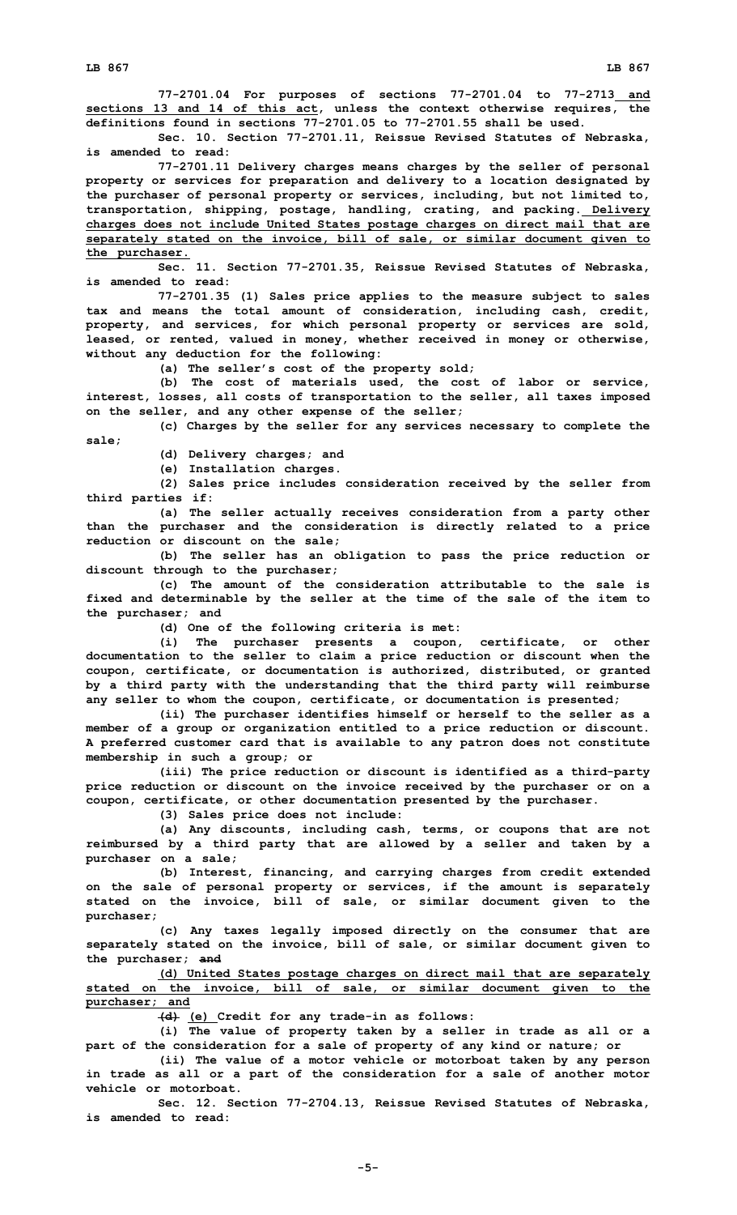77-2701.04 For purposes of sections 77-2701.04 to 77-2713 and sections 13 and 14 of this act, unless the context otherwise requires, the definitions found in sections 77-2701.05 to 77-2701.55 shall be used.

Sec. 10. Section 77-2701.11, Reissue Revised Statutes of Nebraska, is amended to read:

77-2701.11 Delivery charges means charges by the seller of personal property or services for preparation and delivery to a location designated by the purchaser of personal property or services, including, but not limited to, transportation, shipping, postage, handling, crating, and packing. Delivery charges does not include United States postage charges on direct mail that are separately stated on the invoice, bill of sale, or similar document given to the purchaser.

Sec. 11. Section 77-2701.35, Reissue Revised Statutes of Nebraska, is amended to read:

77-2701.35 (1) Sales price applies to the measure subject to sales tax and means the total amount of consideration, including cash, credit, property, and services, for which personal property or services are sold, leased, or rented, valued in money, whether received in money or otherwise, without any deduction for the following:

(a) The seller's cost of the property sold;

(b) The cost of materials used, the cost of labor or service, interest, losses, all costs of transportation to the seller, all taxes imposed on the seller, and any other expense of the seller;

(c) Charges by the seller for any services necessary to complete the sale;

(d) Delivery charges; and

(e) Installation charges.

(2) Sales price includes consideration received by the seller from third parties if:

(a) The seller actually receives consideration from a party other than the purchaser and the consideration is directly related to a price reduction or discount on the sale;

(b) The seller has an obligation to pass the price reduction or discount through to the purchaser;

(c) The amount of the consideration attributable to the sale is fixed and determinable by the seller at the time of the sale of the item to the purchaser; and

(d) One of the following criteria is met:

(i) The purchaser presents a coupon, certificate, or other documentation to the seller to claim a price reduction or discount when the coupon, certificate, or documentation is authorized, distributed, or granted by a third party with the understanding that the third party will reimburse any seller to whom the coupon, certificate, or documentation is presented;

(ii) The purchaser identifies himself or herself to the seller as a member of a group or organization entitled to a price reduction or discount. A preferred customer card that is available to any patron does not constitute membership in such a group; or

(iii) The price reduction or discount is identified as a third-party price reduction or discount on the invoice received by the purchaser or on a coupon, certificate, or other documentation presented by the purchaser.

(3) Sales price does not include:

(a) Any discounts, including cash, terms, or coupons that are not reimbursed by a third party that are allowed by a seller and taken by a purchaser on a sale;

(b) Interest, financing, and carrying charges from credit extended on the sale of personal property or services, if the amount is separately stated on the invoice, bill of sale, or similar document given to the purchaser;

(c) Any taxes legally imposed directly on the consumer that are separately stated on the invoice, bill of sale, or similar document given to the purchaser; ~~and~~

(d) United States postage charges on direct mail that are separately stated on the invoice, bill of sale, or similar document given to the purchaser; and

~~(d)~~ (e) Credit for any trade-in as follows:

(i) The value of property taken by a seller in trade as all or a part of the consideration for a sale of property of any kind or nature; or

(ii) The value of a motor vehicle or motorboat taken by any person in trade as all or a part of the consideration for a sale of another motor vehicle or motorboat.

Sec. 12. Section 77-2704.13, Reissue Revised Statutes of Nebraska, is amended to read: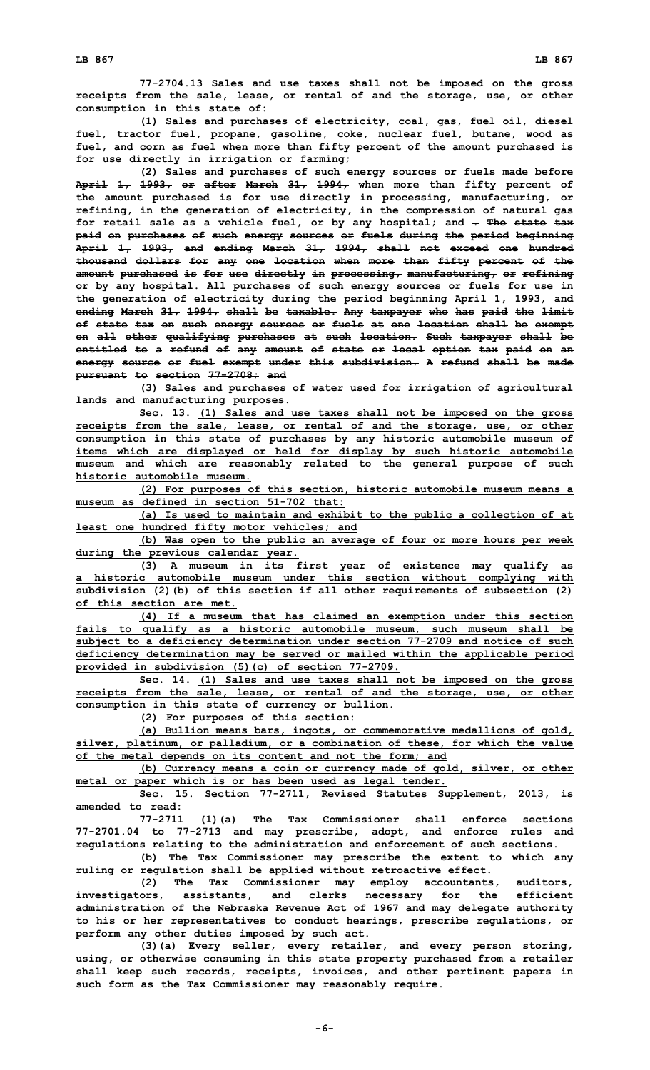77-2704.13 Sales and use taxes shall not be imposed on the gross receipts from the sale, lease, or rental of and the storage, use, or other consumption in this state of:

(1) Sales and purchases of electricity, coal, gas, fuel oil, diesel fuel, tractor fuel, propane, gasoline, coke, nuclear fuel, butane, wood as fuel, and corn as fuel when more than fifty percent of the amount purchased is for use directly in irrigation or farming;

(2) Sales and purchases of such energy sources or fuels ~~made before April 1, 1993, or after March 31, 1994,~~ when more than fifty percent of the amount purchased is for use directly in processing, manufacturing, or refining, in the generation of electricity, <u>in the compression of natural gas for retail sale as a vehicle fuel,</u> or by any hospital<u>; and</u> ~~. The state tax paid on purchases of such energy sources or fuels during the period beginning April 1, 1993, and ending March 31, 1994, shall not exceed one hundred thousand dollars for any one location when more than fifty percent of the amount purchased is for use directly in processing, manufacturing, or refining or by any hospital. All purchases of such energy sources or fuels for use in the generation of electricity during the period beginning April 1, 1993, and ending March 31, 1994, shall be taxable. Any taxpayer who has paid the limit of state tax on such energy sources or fuels at one location shall be exempt on all other qualifying purchases at such location. Such taxpayer shall be entitled to a refund of any amount of state or local option tax paid on an energy source or fuel exempt under this subdivision. A refund shall be made pursuant to section 77-2708; and~~

(3) Sales and purchases of water used for irrigation of agricultural lands and manufacturing purposes.

Sec. 13. <u>(1) Sales and use taxes shall not be imposed on the gross receipts from the sale, lease, or rental of and the storage, use, or other consumption in this state of purchases by any historic automobile museum of items which are displayed or held for display by such historic automobile museum and which are reasonably related to the general purpose of such historic automobile museum.</u>

<u>(2) For purposes of this section, historic automobile museum means a museum as defined in section 51-702 that:</u>

<u>(a) Is used to maintain and exhibit to the public a collection of at least one hundred fifty motor vehicles; and</u>

<u>(b) Was open to the public an average of four or more hours per week during the previous calendar year.</u>

<u>(3) A museum in its first year of existence may qualify as a historic automobile museum under this section without complying with subdivision (2)(b) of this section if all other requirements of subsection (2) of this section are met.</u>

<u>(4) If a museum that has claimed an exemption under this section fails to qualify as a historic automobile museum, such museum shall be subject to a deficiency determination under section 77-2709 and notice of such deficiency determination may be served or mailed within the applicable period provided in subdivision (5)(c) of section 77-2709.</u>

Sec. 14. <u>(1) Sales and use taxes shall not be imposed on the gross receipts from the sale, lease, or rental of and the storage, use, or other consumption in this state of currency or bullion.</u>

<u>(2) For purposes of this section:</u>

<u>(a) Bullion means bars, ingots, or commemorative medallions of gold, silver, platinum, or palladium, or a combination of these, for which the value of the metal depends on its content and not the form; and</u>

<u>(b) Currency means a coin or currency made of gold, silver, or other metal or paper which is or has been used as legal tender.</u>

Sec. 15. Section 77-2711, Revised Statutes Supplement, 2013, is amended to read:

77-2711 (1)(a) The Tax Commissioner shall enforce sections 77-2701.04 to 77-2713 and may prescribe, adopt, and enforce rules and regulations relating to the administration and enforcement of such sections.

(b) The Tax Commissioner may prescribe the extent to which any ruling or regulation shall be applied without retroactive effect.

(2) The Tax Commissioner may employ accountants, auditors, investigators, assistants, and clerks necessary for the efficient administration of the Nebraska Revenue Act of 1967 and may delegate authority to his or her representatives to conduct hearings, prescribe regulations, or perform any other duties imposed by such act.

(3)(a) Every seller, every retailer, and every person storing, using, or otherwise consuming in this state property purchased from a retailer shall keep such records, receipts, invoices, and other pertinent papers in such form as the Tax Commissioner may reasonably require.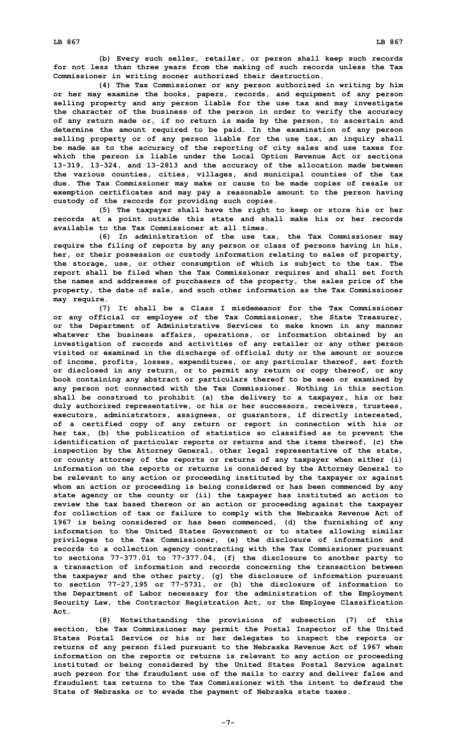(b) Every such seller, retailer, or person shall keep such records for not less than three years from the making of such records unless the Tax Commissioner in writing sooner authorized their destruction.

(4) The Tax Commissioner or any person authorized in writing by him or her may examine the books, papers, records, and equipment of any person selling property and any person liable for the use tax and may investigate the character of the business of the person in order to verify the accuracy of any return made or, if no return is made by the person, to ascertain and determine the amount required to be paid. In the examination of any person selling property or of any person liable for the use tax, an inquiry shall be made as to the accuracy of the reporting of city sales and use taxes for which the person is liable under the Local Option Revenue Act or sections 13-319, 13-324, and 13-2813 and the accuracy of the allocation made between the various counties, cities, villages, and municipal counties of the tax due. The Tax Commissioner may make or cause to be made copies of resale or exemption certificates and may pay a reasonable amount to the person having custody of the records for providing such copies.

(5) The taxpayer shall have the right to keep or store his or her records at a point outside this state and shall make his or her records available to the Tax Commissioner at all times.

(6) In administration of the use tax, the Tax Commissioner may require the filing of reports by any person or class of persons having in his, her, or their possession or custody information relating to sales of property, the storage, use, or other consumption of which is subject to the tax. The report shall be filed when the Tax Commissioner requires and shall set forth the names and addresses of purchasers of the property, the sales price of the property, the date of sale, and such other information as the Tax Commissioner may require.

(7) It shall be a Class I misdemeanor for the Tax Commissioner or any official or employee of the Tax Commissioner, the State Treasurer, or the Department of Administrative Services to make known in any manner whatever the business affairs, operations, or information obtained by an investigation of records and activities of any retailer or any other person visited or examined in the discharge of official duty or the amount or source of income, profits, losses, expenditures, or any particular thereof, set forth or disclosed in any return, or to permit any return or copy thereof, or any book containing any abstract or particulars thereof to be seen or examined by any person not connected with the Tax Commissioner. Nothing in this section shall be construed to prohibit (a) the delivery to a taxpayer, his or her duly authorized representative, or his or her successors, receivers, trustees, executors, administrators, assignees, or guarantors, if directly interested, of a certified copy of any return or report in connection with his or her tax, (b) the publication of statistics so classified as to prevent the identification of particular reports or returns and the items thereof, (c) the inspection by the Attorney General, other legal representative of the state, or county attorney of the reports or returns of any taxpayer when either (i) information on the reports or returns is considered by the Attorney General to be relevant to any action or proceeding instituted by the taxpayer or against whom an action or proceeding is being considered or has been commenced by any state agency or the county or (ii) the taxpayer has instituted an action to review the tax based thereon or an action or proceeding against the taxpayer for collection of tax or failure to comply with the Nebraska Revenue Act of 1967 is being considered or has been commenced, (d) the furnishing of any information to the United States Government or to states allowing similar privileges to the Tax Commissioner, (e) the disclosure of information and records to a collection agency contracting with the Tax Commissioner pursuant to sections 77-377.01 to 77-377.04, (f) the disclosure to another party to a transaction of information and records concerning the transaction between the taxpayer and the other party, (g) the disclosure of information pursuant to section 77-27,195 or 77-5731, or (h) the disclosure of information to the Department of Labor necessary for the administration of the Employment Security Law, the Contractor Registration Act, or the Employee Classification Act.

(8) Notwithstanding the provisions of subsection (7) of this section, the Tax Commissioner may permit the Postal Inspector of the United States Postal Service or his or her delegates to inspect the reports or returns of any person filed pursuant to the Nebraska Revenue Act of 1967 when information on the reports or returns is relevant to any action or proceeding instituted or being considered by the United States Postal Service against such person for the fraudulent use of the mails to carry and deliver false and fraudulent tax returns to the Tax Commissioner with the intent to defraud the State of Nebraska or to evade the payment of Nebraska state taxes.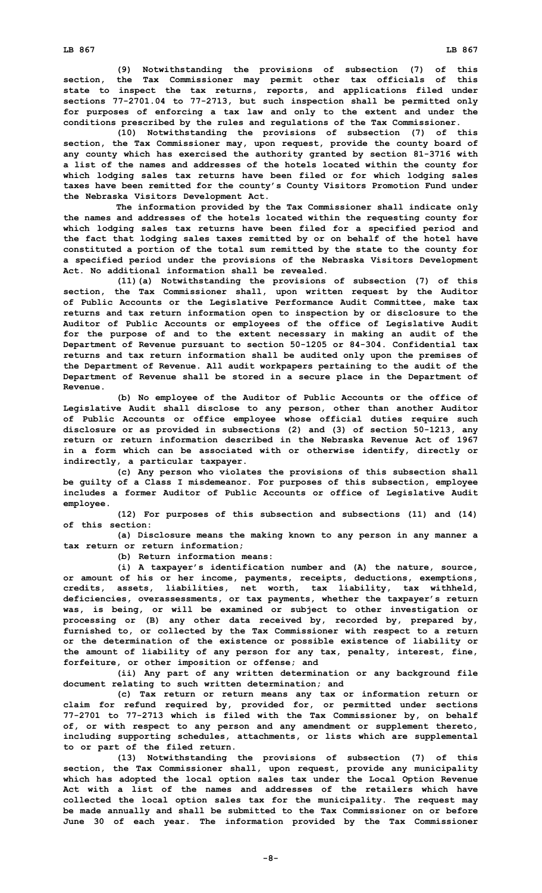(9) Notwithstanding the provisions of subsection (7) of this section, the Tax Commissioner may permit other tax officials of this state to inspect the tax returns, reports, and applications filed under sections 77-2701.04 to 77-2713, but such inspection shall be permitted only for purposes of enforcing a tax law and only to the extent and under the conditions prescribed by the rules and regulations of the Tax Commissioner.

(10) Notwithstanding the provisions of subsection (7) of this section, the Tax Commissioner may, upon request, provide the county board of any county which has exercised the authority granted by section 81-3716 with a list of the names and addresses of the hotels located within the county for which lodging sales tax returns have been filed or for which lodging sales taxes have been remitted for the county's County Visitors Promotion Fund under the Nebraska Visitors Development Act.

The information provided by the Tax Commissioner shall indicate only the names and addresses of the hotels located within the requesting county for which lodging sales tax returns have been filed for a specified period and the fact that lodging sales taxes remitted by or on behalf of the hotel have constituted a portion of the total sum remitted by the state to the county for a specified period under the provisions of the Nebraska Visitors Development Act. No additional information shall be revealed.

(11)(a) Notwithstanding the provisions of subsection (7) of this section, the Tax Commissioner shall, upon written request by the Auditor of Public Accounts or the Legislative Performance Audit Committee, make tax returns and tax return information open to inspection by or disclosure to the Auditor of Public Accounts or employees of the office of Legislative Audit for the purpose of and to the extent necessary in making an audit of the Department of Revenue pursuant to section 50-1205 or 84-304. Confidential tax returns and tax return information shall be audited only upon the premises of the Department of Revenue. All audit workpapers pertaining to the audit of the Department of Revenue shall be stored in a secure place in the Department of Revenue.

(b) No employee of the Auditor of Public Accounts or the office of Legislative Audit shall disclose to any person, other than another Auditor of Public Accounts or office employee whose official duties require such disclosure or as provided in subsections (2) and (3) of section 50-1213, any return or return information described in the Nebraska Revenue Act of 1967 in a form which can be associated with or otherwise identify, directly or indirectly, a particular taxpayer.

(c) Any person who violates the provisions of this subsection shall be guilty of a Class I misdemeanor. For purposes of this subsection, employee includes a former Auditor of Public Accounts or office of Legislative Audit employee.

(12) For purposes of this subsection and subsections (11) and (14) of this section:

(a) Disclosure means the making known to any person in any manner a tax return or return information;

(b) Return information means:

(i) A taxpayer's identification number and (A) the nature, source, or amount of his or her income, payments, receipts, deductions, exemptions, credits, assets, liabilities, net worth, tax liability, tax withheld, deficiencies, overassessments, or tax payments, whether the taxpayer's return was, is being, or will be examined or subject to other investigation or processing or (B) any other data received by, recorded by, prepared by, furnished to, or collected by the Tax Commissioner with respect to a return or the determination of the existence or possible existence of liability or the amount of liability of any person for any tax, penalty, interest, fine, forfeiture, or other imposition or offense; and

(ii) Any part of any written determination or any background file document relating to such written determination; and

(c) Tax return or return means any tax or information return or claim for refund required by, provided for, or permitted under sections 77-2701 to 77-2713 which is filed with the Tax Commissioner by, on behalf of, or with respect to any person and any amendment or supplement thereto, including supporting schedules, attachments, or lists which are supplemental to or part of the filed return.

(13) Notwithstanding the provisions of subsection (7) of this section, the Tax Commissioner shall, upon request, provide any municipality which has adopted the local option sales tax under the Local Option Revenue Act with a list of the names and addresses of the retailers which have collected the local option sales tax for the municipality. The request may be made annually and shall be submitted to the Tax Commissioner on or before June 30 of each year. The information provided by the Tax Commissioner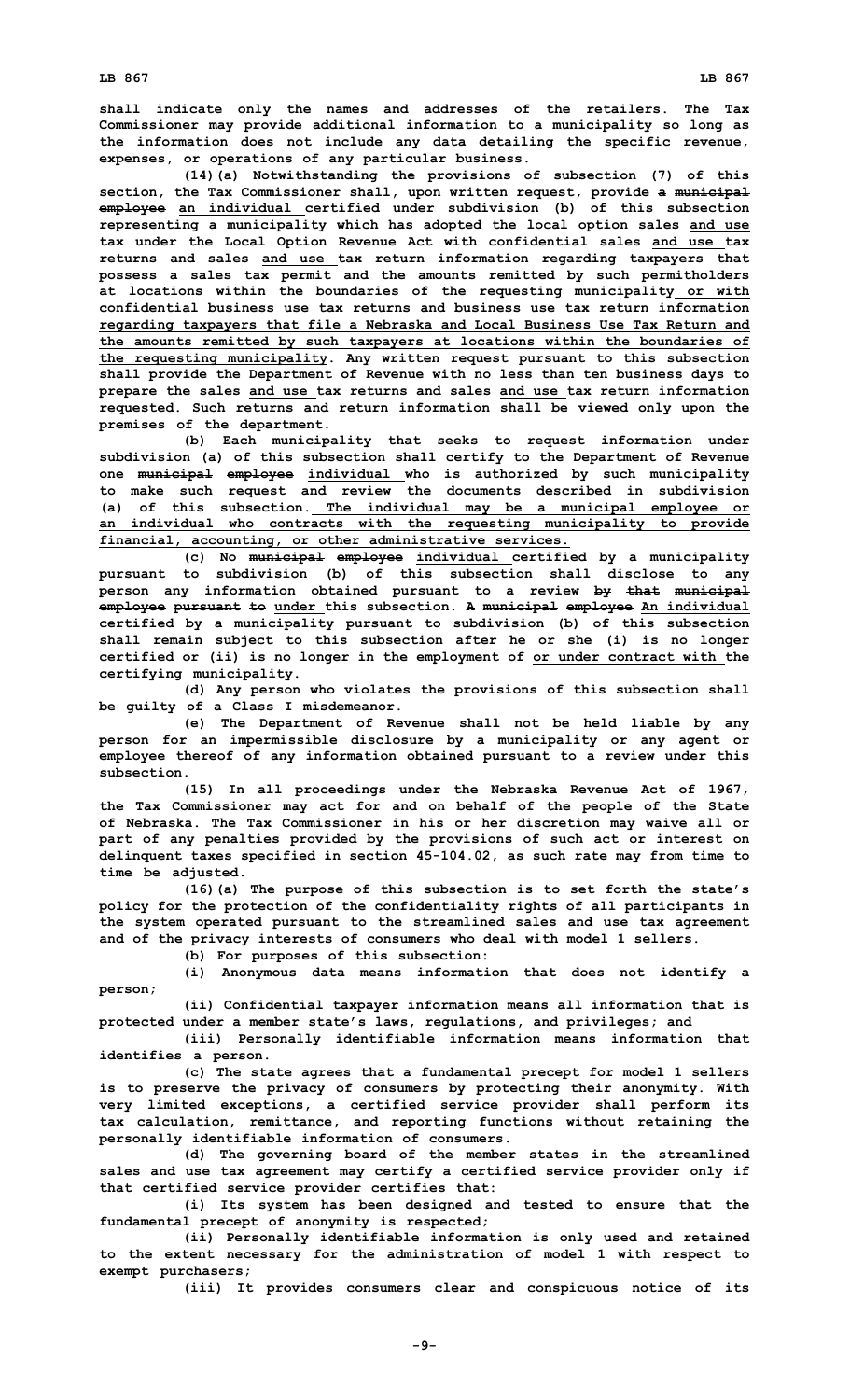shall indicate only the names and addresses of the retailers. The Tax Commissioner may provide additional information to a municipality so long as the information does not include any data detailing the specific revenue, expenses, or operations of any particular business.

(14)(a) Notwithstanding the provisions of subsection (7) of this section, the Tax Commissioner shall, upon written request, provide ~~a municipal employee~~ an individual certified under subdivision (b) of this subsection representing a municipality which has adopted the local option sales and use tax under the Local Option Revenue Act with confidential sales and use tax returns and sales and use tax return information regarding taxpayers that possess a sales tax permit and the amounts remitted by such permitholders at locations within the boundaries of the requesting municipality or with confidential business use tax returns and business use tax return information regarding taxpayers that file a Nebraska and Local Business Use Tax Return and the amounts remitted by such taxpayers at locations within the boundaries of the requesting municipality. Any written request pursuant to this subsection shall provide the Department of Revenue with no less than ten business days to prepare the sales and use tax returns and sales and use tax return information requested. Such returns and return information shall be viewed only upon the premises of the department.

(b) Each municipality that seeks to request information under subdivision (a) of this subsection shall certify to the Department of Revenue one ~~municipal employee~~ individual who is authorized by such municipality to make such request and review the documents described in subdivision (a) of this subsection. The individual may be a municipal employee or an individual who contracts with the requesting municipality to provide financial, accounting, or other administrative services.

(c) No ~~municipal employee~~ individual certified by a municipality pursuant to subdivision (b) of this subsection shall disclose to any person any information obtained pursuant to a review ~~by that municipal employee pursuant to~~ under this subsection. ~~A municipal employee~~ An individual certified by a municipality pursuant to subdivision (b) of this subsection shall remain subject to this subsection after he or she (i) is no longer certified or (ii) is no longer in the employment of or under contract with the certifying municipality.

(d) Any person who violates the provisions of this subsection shall be guilty of a Class I misdemeanor.

(e) The Department of Revenue shall not be held liable by any person for an impermissible disclosure by a municipality or any agent or employee thereof of any information obtained pursuant to a review under this subsection.

(15) In all proceedings under the Nebraska Revenue Act of 1967, the Tax Commissioner may act for and on behalf of the people of the State of Nebraska. The Tax Commissioner in his or her discretion may waive all or part of any penalties provided by the provisions of such act or interest on delinquent taxes specified in section 45-104.02, as such rate may from time to time be adjusted.

(16)(a) The purpose of this subsection is to set forth the state's policy for the protection of the confidentiality rights of all participants in the system operated pursuant to the streamlined sales and use tax agreement and of the privacy interests of consumers who deal with model 1 sellers.

(b) For purposes of this subsection:

(i) Anonymous data means information that does not identify a person;

(ii) Confidential taxpayer information means all information that is protected under a member state's laws, regulations, and privileges; and

(iii) Personally identifiable information means information that identifies a person.

(c) The state agrees that a fundamental precept for model 1 sellers is to preserve the privacy of consumers by protecting their anonymity. With very limited exceptions, a certified service provider shall perform its tax calculation, remittance, and reporting functions without retaining the personally identifiable information of consumers.

(d) The governing board of the member states in the streamlined sales and use tax agreement may certify a certified service provider only if that certified service provider certifies that:

(i) Its system has been designed and tested to ensure that the fundamental precept of anonymity is respected;

(ii) Personally identifiable information is only used and retained to the extent necessary for the administration of model 1 with respect to exempt purchasers;

(iii) It provides consumers clear and conspicuous notice of its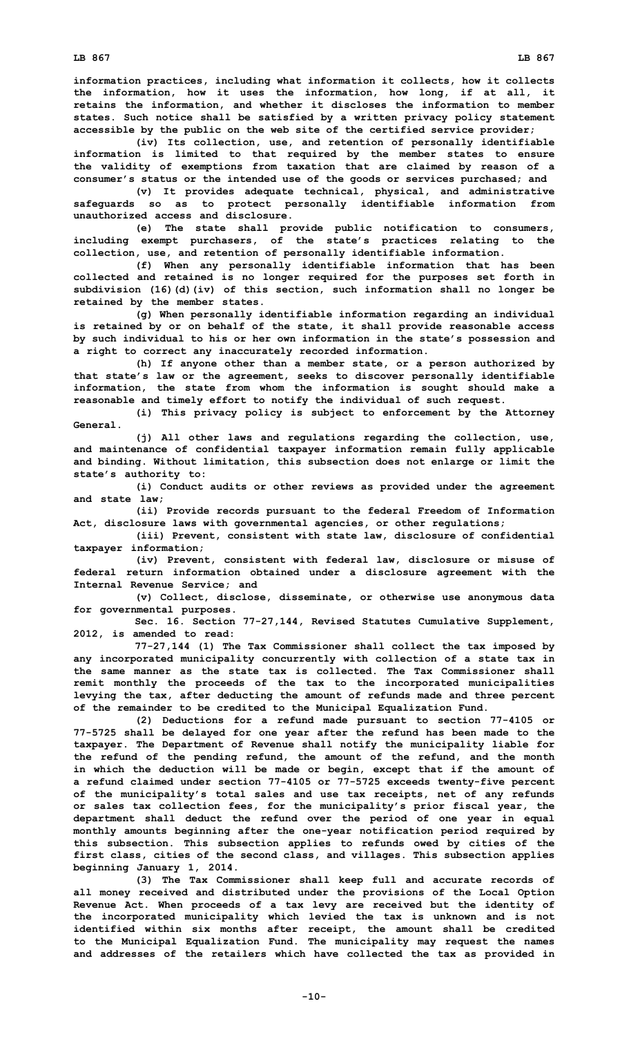information practices, including what information it collects, how it collects the information, how it uses the information, how long, if at all, it retains the information, and whether it discloses the information to member states. Such notice shall be satisfied by a written privacy policy statement accessible by the public on the web site of the certified service provider;

(iv) Its collection, use, and retention of personally identifiable information is limited to that required by the member states to ensure the validity of exemptions from taxation that are claimed by reason of a consumer's status or the intended use of the goods or services purchased; and

(v) It provides adequate technical, physical, and administrative safeguards so as to protect personally identifiable information from unauthorized access and disclosure.

(e) The state shall provide public notification to consumers, including exempt purchasers, of the state's practices relating to the collection, use, and retention of personally identifiable information.

(f) When any personally identifiable information that has been collected and retained is no longer required for the purposes set forth in subdivision (16)(d)(iv) of this section, such information shall no longer be retained by the member states.

(g) When personally identifiable information regarding an individual is retained by or on behalf of the state, it shall provide reasonable access by such individual to his or her own information in the state's possession and a right to correct any inaccurately recorded information.

(h) If anyone other than a member state, or a person authorized by that state's law or the agreement, seeks to discover personally identifiable information, the state from whom the information is sought should make a reasonable and timely effort to notify the individual of such request.

(i) This privacy policy is subject to enforcement by the Attorney General.

(j) All other laws and regulations regarding the collection, use, and maintenance of confidential taxpayer information remain fully applicable and binding. Without limitation, this subsection does not enlarge or limit the state's authority to:

(i) Conduct audits or other reviews as provided under the agreement and state law;

(ii) Provide records pursuant to the federal Freedom of Information Act, disclosure laws with governmental agencies, or other regulations;

(iii) Prevent, consistent with state law, disclosure of confidential taxpayer information;

(iv) Prevent, consistent with federal law, disclosure or misuse of federal return information obtained under a disclosure agreement with the Internal Revenue Service; and

(v) Collect, disclose, disseminate, or otherwise use anonymous data for governmental purposes.

Sec. 16. Section 77-27,144, Revised Statutes Cumulative Supplement, 2012, is amended to read:

77-27,144 (1) The Tax Commissioner shall collect the tax imposed by any incorporated municipality concurrently with collection of a state tax in the same manner as the state tax is collected. The Tax Commissioner shall remit monthly the proceeds of the tax to the incorporated municipalities levying the tax, after deducting the amount of refunds made and three percent of the remainder to be credited to the Municipal Equalization Fund.

(2) Deductions for a refund made pursuant to section 77-4105 or 77-5725 shall be delayed for one year after the refund has been made to the taxpayer. The Department of Revenue shall notify the municipality liable for the refund of the pending refund, the amount of the refund, and the month in which the deduction will be made or begin, except that if the amount of a refund claimed under section 77-4105 or 77-5725 exceeds twenty-five percent of the municipality's total sales and use tax receipts, net of any refunds or sales tax collection fees, for the municipality's prior fiscal year, the department shall deduct the refund over the period of one year in equal monthly amounts beginning after the one-year notification period required by this subsection. This subsection applies to refunds owed by cities of the first class, cities of the second class, and villages. This subsection applies beginning January 1, 2014.

(3) The Tax Commissioner shall keep full and accurate records of all money received and distributed under the provisions of the Local Option Revenue Act. When proceeds of a tax levy are received but the identity of the incorporated municipality which levied the tax is unknown and is not identified within six months after receipt, the amount shall be credited to the Municipal Equalization Fund. The municipality may request the names and addresses of the retailers which have collected the tax as provided in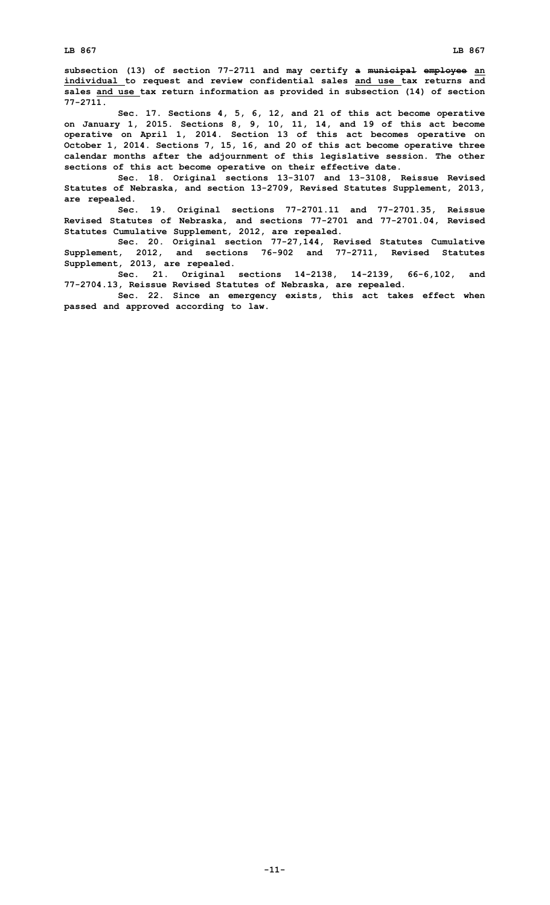subsection (13) of section 77-2711 and may certify ~~a municipal employee~~ an individual to request and review confidential sales and use tax returns and sales and use tax return information as provided in subsection (14) of section 77-2711.

Sec. 17. Sections 4, 5, 6, 12, and 21 of this act become operative on January 1, 2015. Sections 8, 9, 10, 11, 14, and 19 of this act become operative on April 1, 2014. Section 13 of this act becomes operative on October 1, 2014. Sections 7, 15, 16, and 20 of this act become operative three calendar months after the adjournment of this legislative session. The other sections of this act become operative on their effective date.

Sec. 18. Original sections 13-3107 and 13-3108, Reissue Revised Statutes of Nebraska, and section 13-2709, Revised Statutes Supplement, 2013, are repealed.

Sec. 19. Original sections 77-2701.11 and 77-2701.35, Reissue Revised Statutes of Nebraska, and sections 77-2701 and 77-2701.04, Revised Statutes Cumulative Supplement, 2012, are repealed.

Sec. 20. Original section 77-27,144, Revised Statutes Cumulative Supplement, 2012, and sections 76-902 and 77-2711, Revised Statutes Supplement, 2013, are repealed.

Sec. 21. Original sections 14-2138, 14-2139, 66-6,102, and 77-2704.13, Reissue Revised Statutes of Nebraska, are repealed.

Sec. 22. Since an emergency exists, this act takes effect when passed and approved according to law.